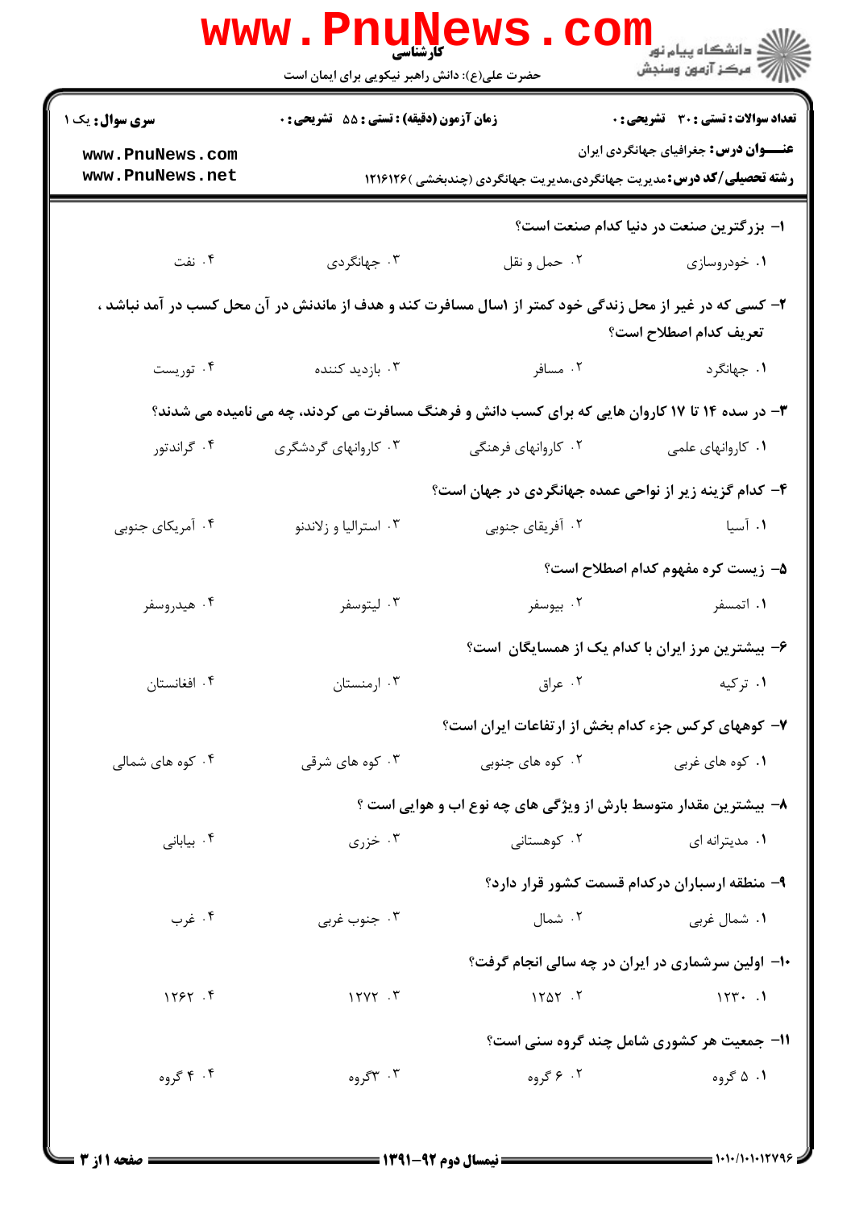کارشناسی

حضرت علی(ع): دانش راهبر نیکویی برای ایمان است

**سری سوال:** یک ۱

**زمان آزمون (دقیقه) : تستی :** ۵۵ **تشریحی :** ۰

**تعداد سوالات : تستی :** ۳۰ **تشریحی :** ۰

**عنـــوان درس:** جغرافیای جهانگردی ایران

**رشته تحصیلی/کد درس:** مدیریت جهانگردی،مدیریت جهانگردی (چندبخشی )۱۲۱۶۱۲۶

۱- بزرگترین صنعت در دنیا کدام صنعت است؟

۱. خودروسازی ۲. حمل و نقل ۳. جهانگردی ۴. نفت

۲- کسی که در غیر از محل زندگی خود کمتر از ۱سال مسافرت کند و هدف از ماندنش در آن محل کسب در آمد نباشد ، تعریف کدام اصطلاح است؟

۱. جهانگرد ۲. مسافر ۳. بازدید کننده ۴. توریست

۳- در سده ۱۴ تا ۱۷ کاروان هایی که برای کسب دانش و فرهنگ مسافرت می کردند، چه می نامیده می شدند؟

۱. کاروانهای علمی ۲. کاروانهای فرهنگی ۳. کاروانهای گردشگری ۴. گراندتور

۴- کدام گزینه زیر از نواحی عمده جهانگردی در جهان است؟

۱. آسیا ۲. آفریقای جنوبی ۳. استرالیا و زلاندنو ۴. آمریکای جنوبی

۵- زیست کره مفهوم کدام اصطلاح است؟

۱. اتمسفر ۲. بیوسفر ۳. لیتوسفر ۴. هیدروسفر

۶- بیشترین مرز ایران با کدام یک از همسایگان است؟

۱. ترکیه ۲. عراق ۳. ارمنستان ۴. افغانستان

۷- کوههای کرکس جزء کدام بخش از ارتفاعات ایران است؟

۱. کوه های غربی ۲. کوه های جنوبی ۳. کوه های شرقی ۴. کوه های شمالی

۸- بیشترین مقدار متوسط بارش از ویژگی های چه نوع اب و هوایی است ؟

۱. مدیترانه ای ۲. کوهستانی ۳. خزری ۴. بیابانی

۹- منطقه ارسباران درکدام قسمت کشور قرار دارد؟

۱. شمال غربی ۲. شمال ۳. جنوب غربی ۴. غرب

۱۰- اولین سرشماری در ایران در چه سالی انجام گرفت؟

۱. ۱۲۳۰ ۲. ۱۲۵۲ ۳. ۱۲۷۲ ۴. ۱۲۶۲

۱۱- جمعیت هر کشوری شامل چند گروه سنی است؟

۱. ۵ گروه ۲. ۶ گروه ۳. ۳گروه ۴. ۴ گروه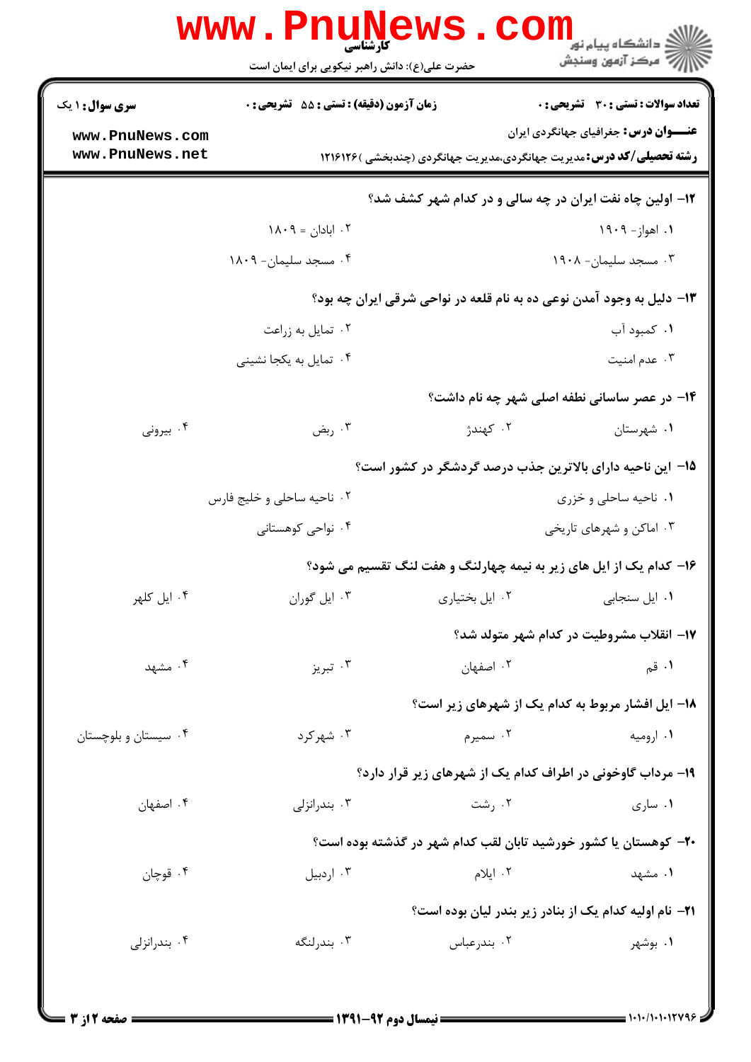**سری سوال:** ۱ یک | **زمان آزمون (دقیقه) : تستی :** ۵۵ **تشریحی :** ۰ | **تعداد سوالات : تستی :** ۳۰ **تشریحی :** ۰

**عنـــوان درس:** جغرافیای جهانگردی ایران

**رشته تحصیلی/کد درس:** مدیریت جهانگردی،مدیریت جهانگردی (چندبخشی )۱۲۱۶۱۲۶

۱۲- اولین چاه نفت ایران در چه سالی و در کدام شهر کشف شد؟

۱. اهواز- ۱۹۰۹
۲. ابادان = ۱۸۰۹
۳. مسجد سلیمان- ۱۹۰۸
۴. مسجد سلیمان- ۱۸۰۹

۱۳- دلیل به وجود آمدن نوعی ده به نام قلعه در نواحی شرقی ایران چه بود؟

۱. کمبود آب
۲. تمایل به زراعت
۳. عدم امنیت
۴. تمایل به یکجا نشینی

۱۴- در عصر ساسانی نطفه اصلی شهر چه نام داشت؟

۱. شهرستان
۲. کهندژ
۳. ربض
۴. بیرونی

۱۵- این ناحیه دارای بالاترین جذب درصد گردشگر در کشور است؟

۱. ناحیه ساحلی و خزری
۲. ناحیه ساحلی و خلیج فارس
۳. اماکن و شهرهای تاریخی
۴. نواحی کوهستانی

۱۶- کدام یک از ایل های زیر به نیمه چهارلنگ و هفت لنگ تقسیم می شود؟

۱. ایل سنجابی
۲. ایل بختیاری
۳. ایل گوران
۴. ایل کلهر

۱۷- انقلاب مشروطیت در کدام شهر متولد شد؟

۱. قم
۲. اصفهان
۳. تبریز
۴. مشهد

۱۸- ایل افشار مربوط به کدام یک از شهرهای زیر است؟

۱. ارومیه
۲. سمیرم
۳. شهرکرد
۴. سیستان و بلوچستان

۱۹- مرداب گاوخونی در اطراف کدام یک از شهرهای زیر قرار دارد؟

۱. ساری
۲. رشت
۳. بندرانزلی
۴. اصفهان

۲۰- کوهستان یا کشور خورشید تابان لقب کدام شهر در گذشته بوده است؟

۱. مشهد
۲. ایلام
۳. اردبیل
۴. قوچان

۲۱- نام اولیه کدام یک از بنادر زیر بندر لیان بوده است؟

۱. بوشهر
۲. بندرعباس
۳. بندرلنگه
۴. بندرانزلی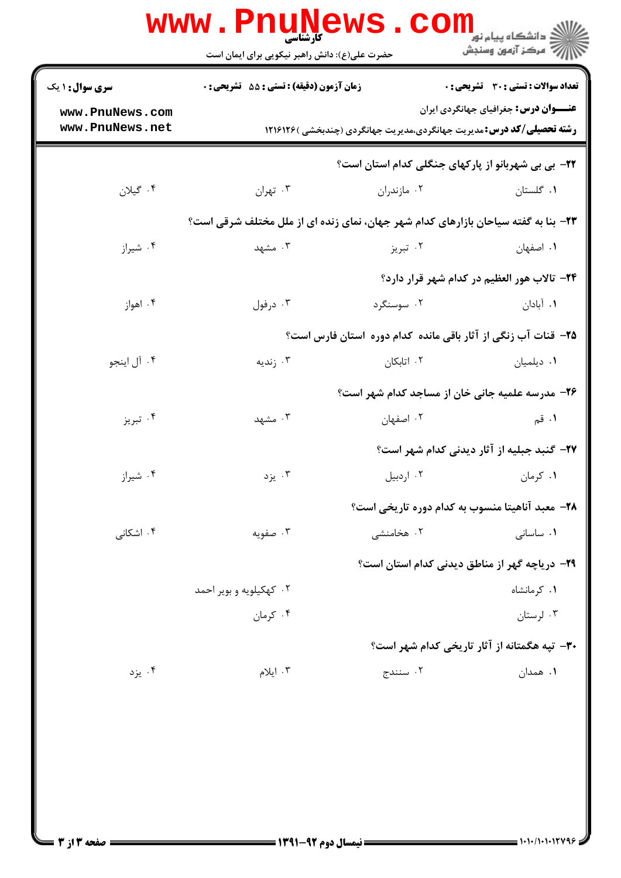**سری سوال:** ۱ یک | **زمان آزمون (دقیقه) : تستی :** ۵۵ **تشریحی :** ۰ | **تعداد سوالات : تستی :** ۳۰ **تشریحی :** ۰

**عنـــوان درس:** جغرافیای جهانگردی ایران

**رشته تحصیلی/کد درس:** مدیریت جهانگردی،مدیریت جهانگردی (چندبخشی )۱۲۱۶۱۲۶

**۲۲- بی بی شهربانو از پارکهای جنگلی کدام استان است؟**

۱. گلستان
۲. مازندران
۳. تهران
۴. گیلان

**۲۳- بنا به گفته سیاحان بازارهای کدام شهر جهان، نمای زنده ای از ملل مختلف شرقی است؟**

۱. اصفهان
۲. تبریز
۳. مشهد
۴. شیراز

**۲۴- تالاب هور العظیم در کدام شهر قرار دارد؟**

۱. آبادان
۲. سوسنگرد
۳. درفول
۴. اهواز

**۲۵- قنات آب زنگی از آثار باقی مانده کدام دوره استان فارس است؟**

۱. دیلمیان
۲. اتابکان
۳. زندیه
۴. آل اینجو

**۲۶- مدرسه علمیه جانی خان از مساجد کدام شهر است؟**

۱. قم
۲. اصفهان
۳. مشهد
۴. تبریز

**۲۷- گنبد جبلیه از آثار دیدنی کدام شهر است؟**

۱. کرمان
۲. اردبیل
۳. یزد
۴. شیراز

**۲۸- معبد آناهیتا منسوب به کدام دوره تاریخی است؟**

۱. ساسانی
۲. هخامنشی
۳. صفویه
۴. اشکانی

**۲۹- دریاچه گهر از مناطق دیدنی کدام استان است؟**

۱. کرمانشاه
۲. کهکیلویه و بویر احمد
۳. لرستان
۴. کرمان

**۳۰- تپه هگمتانه از آثار تاریخی کدام شهر است؟**

۱. همدان
۲. سنندج
۳. ایلام
۴. یزد